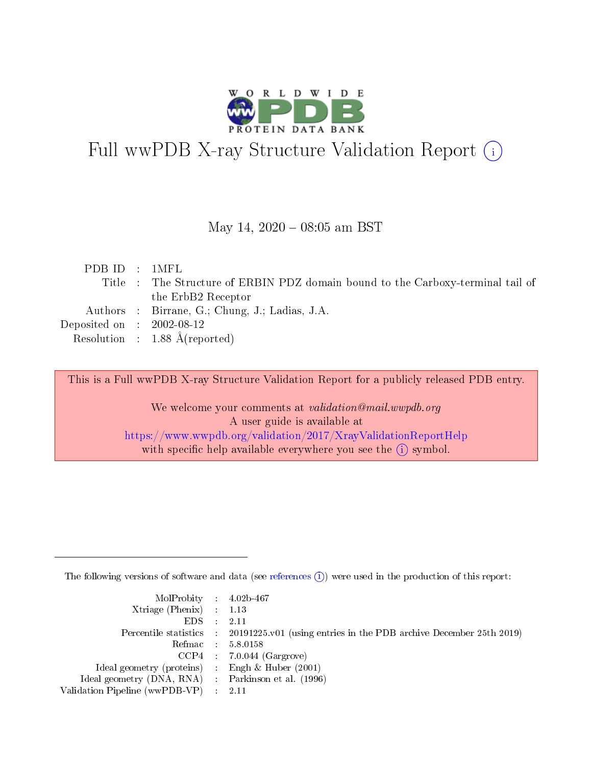# Full wwPDB X-ray Structure Validation Report (i)

May 14, 2020 – 08:05 am BST

| | | |
|---|---|---|
| PDB ID | : | 1MFL |
| Title | : | The Structure of ERBIN PDZ domain bound to the Carboxy-terminal tail of the ErbB2 Receptor |
| Authors | : | Birrane, G.; Chung, J.; Ladias, J.A. |
| Deposited on | : | 2002-08-12 |
| Resolution | : | 1.88 Å(reported) |

This is a Full wwPDB X-ray Structure Validation Report for a publicly released PDB entry.

We welcome your comments at *validation@mail.wwpdb.org*
A user guide is available at
https://www.wwpdb.org/validation/2017/XrayValidationReportHelp
with specific help available everywhere you see the (i) symbol.

---

The following versions of software and data (see references (i)) were used in the production of this report:

| | | |
|---|---|---|
| MolProbity | : | 4.02b-467 |
| Xtriage (Phenix) | : | 1.13 |
| EDS | : | 2.11 |
| Percentile statistics | : | 20191225.v01 (using entries in the PDB archive December 25th 2019) |
| Refmac | : | 5.8.0158 |
| CCP4 | : | 7.0.044 (Gargrove) |
| Ideal geometry (proteins) | : | Engh & Huber (2001) |
| Ideal geometry (DNA, RNA) | : | Parkinson et al. (1996) |
| Validation Pipeline (wwPDB-VP) | : | 2.11 |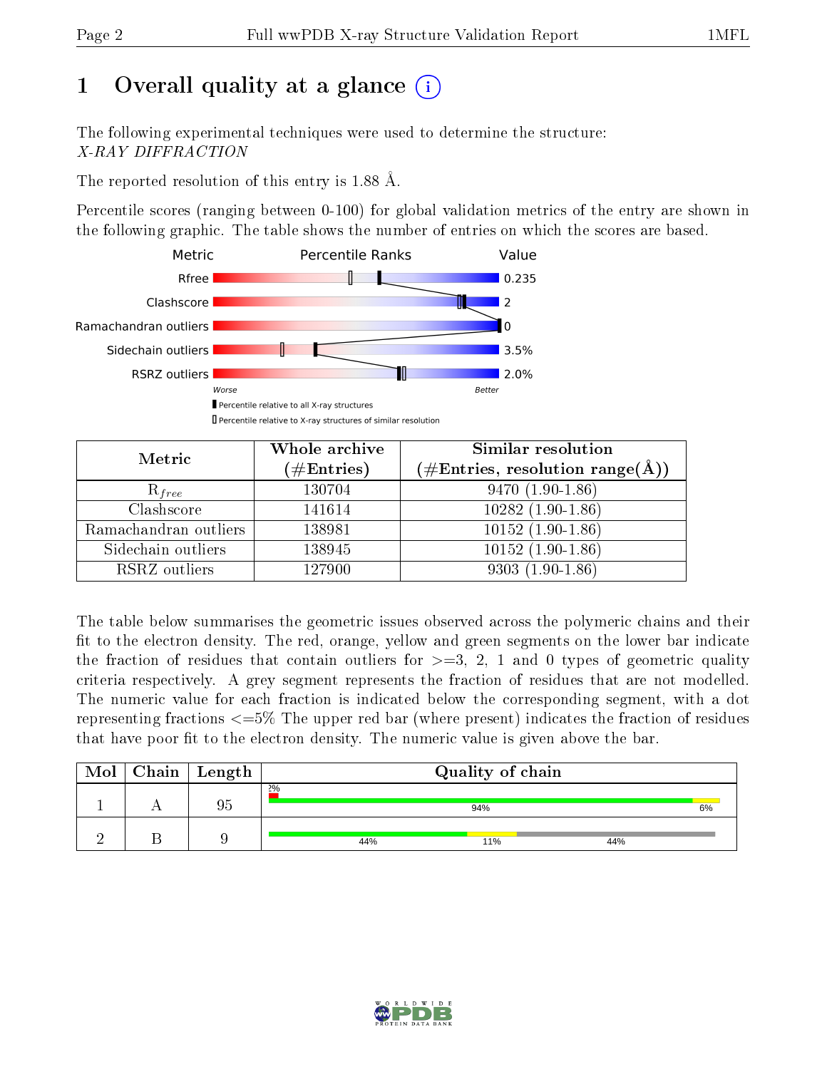# 1 Overall quality at a glance

The following experimental techniques were used to determine the structure:
*X-RAY DIFFRACTION*

The reported resolution of this entry is 1.88 Å.

Percentile scores (ranging between 0-100) for global validation metrics of the entry are shown in the following graphic. The table shows the number of entries on which the scores are based.

| Metric | Value |
|---|---|
| Rfree | 0.235 |
| Clashscore | 2 |
| Ramachandran outliers | 0 |
| Sidechain outliers | 3.5% |
| RSRZ outliers | 2.0% |

Worse — Better

Percentile relative to all X-ray structures

Percentile relative to X-ray structures of similar resolution

| Metric | Whole archive (#Entries) | Similar resolution (#Entries, resolution range(Å)) |
|---|---|---|
| $R_{free}$ | 130704 | 9470 (1.90-1.86) |
| Clashscore | 141614 | 10282 (1.90-1.86) |
| Ramachandran outliers | 138981 | 10152 (1.90-1.86) |
| Sidechain outliers | 138945 | 10152 (1.90-1.86) |
| RSRZ outliers | 127900 | 9303 (1.90-1.86) |

The table below summarises the geometric issues observed across the polymeric chains and their fit to the electron density. The red, orange, yellow and green segments on the lower bar indicate the fraction of residues that contain outliers for >=3, 2, 1 and 0 types of geometric quality criteria respectively. A grey segment represents the fraction of residues that are not modelled. The numeric value for each fraction is indicated below the corresponding segment, with a dot representing fractions <=5% The upper red bar (where present) indicates the fraction of residues that have poor fit to the electron density. The numeric value is given above the bar.

| Mol | Chain | Length | Quality of chain |
|---|---|---|---|
| 1 | A | 95 | 2% (poor fit); 94% green, 6% yellow |
| 2 | B | 9 | 44% green, 11% yellow, 44% grey |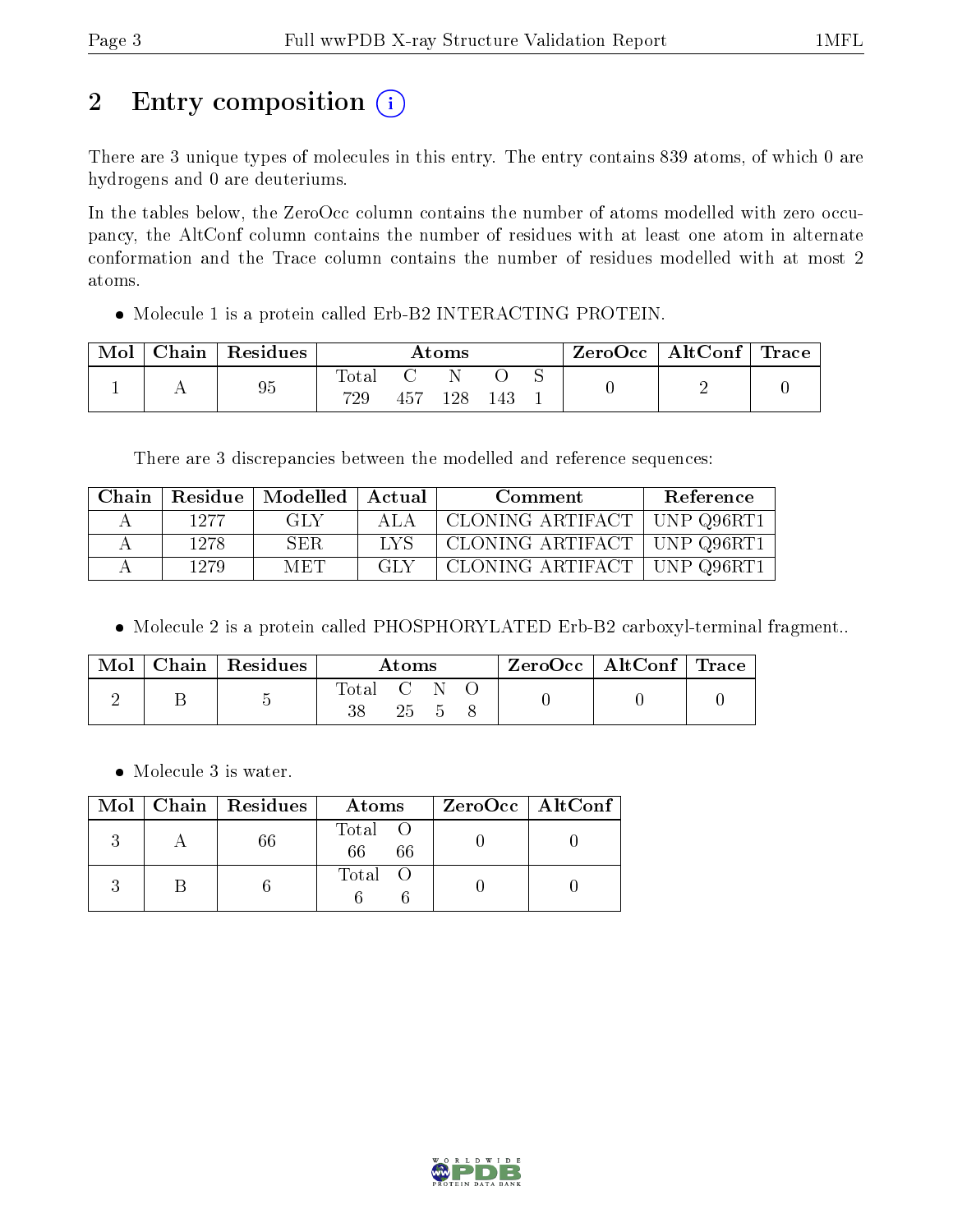# 2 Entry composition (i)

There are 3 unique types of molecules in this entry. The entry contains 839 atoms, of which 0 are hydrogens and 0 are deuteriums.

In the tables below, the ZeroOcc column contains the number of atoms modelled with zero occupancy, the AltConf column contains the number of residues with at least one atom in alternate conformation and the Trace column contains the number of residues modelled with at most 2 atoms.

- Molecule 1 is a protein called Erb-B2 INTERACTING PROTEIN.

| Mol | Chain | Residues | Atoms | | | | | ZeroOcc | AltConf | Trace |
|---|---|---|---|---|---|---|---|---|---|---|
| 1 | A | 95 | Total 729 | C 457 | N 128 | O 143 | S 1 | 0 | 2 | 0 |

There are 3 discrepancies between the modelled and reference sequences:

| Chain | Residue | Modelled | Actual | Comment | Reference |
|---|---|---|---|---|---|
| A | 1277 | GLY | ALA | CLONING ARTIFACT | UNP Q96RT1 |
| A | 1278 | SER | LYS | CLONING ARTIFACT | UNP Q96RT1 |
| A | 1279 | MET | GLY | CLONING ARTIFACT | UNP Q96RT1 |

- Molecule 2 is a protein called PHOSPHORYLATED Erb-B2 carboxyl-terminal fragment..

| Mol | Chain | Residues | Atoms | | | | ZeroOcc | AltConf | Trace |
|---|---|---|---|---|---|---|---|---|---|
| 2 | B | 5 | Total 38 | C 25 | N 5 | O 8 | 0 | 0 | 0 |

- Molecule 3 is water.

| Mol | Chain | Residues | Atoms | | ZeroOcc | AltConf |
|---|---|---|---|---|---|---|
| 3 | A | 66 | Total 66 | O 66 | 0 | 0 |
| 3 | B | 6 | Total 6 | O 6 | 0 | 0 |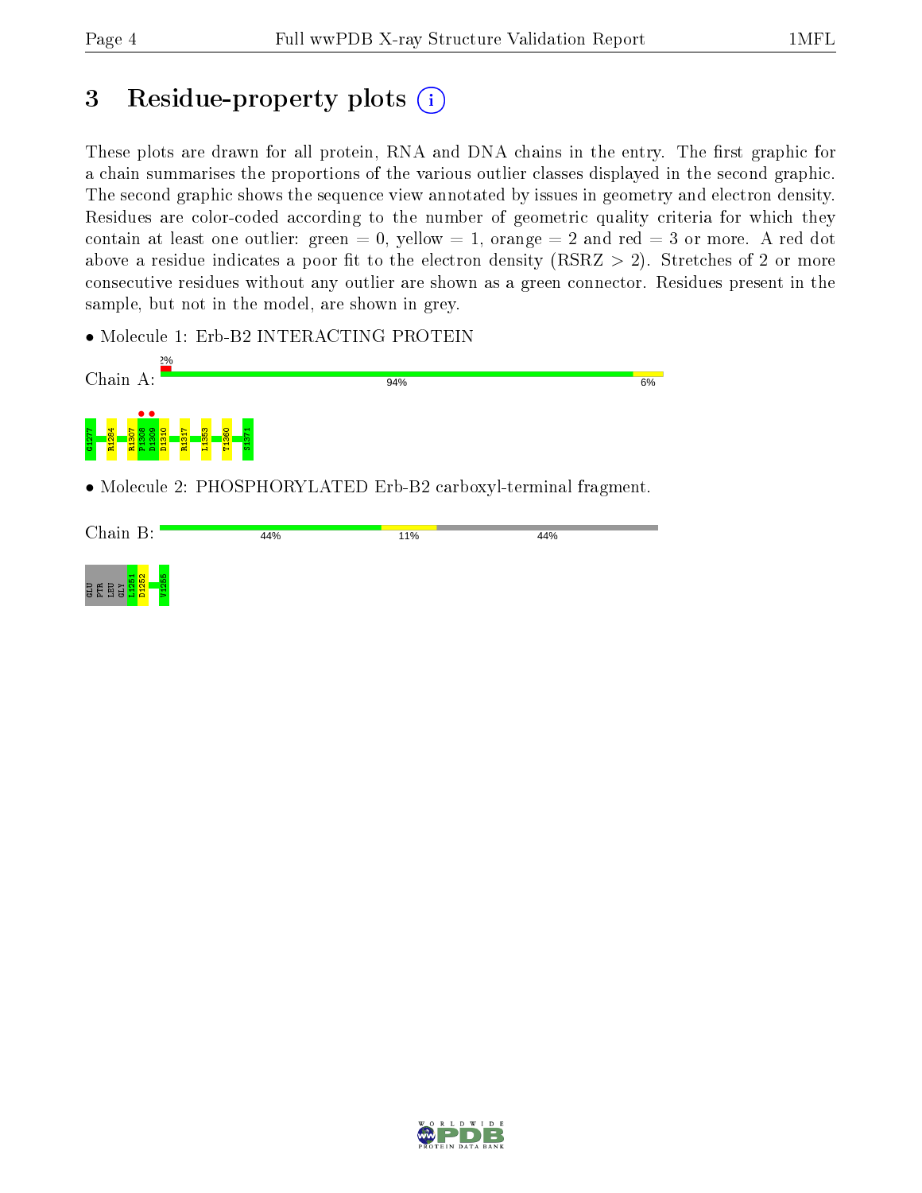# 3 Residue-property plots

These plots are drawn for all protein, RNA and DNA chains in the entry. The first graphic for a chain summarises the proportions of the various outlier classes displayed in the second graphic. The second graphic shows the sequence view annotated by issues in geometry and electron density. Residues are color-coded according to the number of geometric quality criteria for which they contain at least one outlier: green = 0, yellow = 1, orange = 2 and red = 3 or more. A red dot above a residue indicates a poor fit to the electron density (RSRZ > 2). Stretches of 2 or more consecutive residues without any outlier are shown as a green connector. Residues present in the sample, but not in the model, are shown in grey.

- Molecule 1: Erb-B2 INTERACTING PROTEIN

Chain A: 2% | 94% | 6%

G1277 R1284 R1307 P1308 D1309 D1310 R1317 L1353 T1360 S1371

- Molecule 2: PHOSPHORYLATED Erb-B2 carboxyl-terminal fragment.

Chain B: 44% | 11% | 44%

GLU PTR LEU GLY L1251 D1252 V1255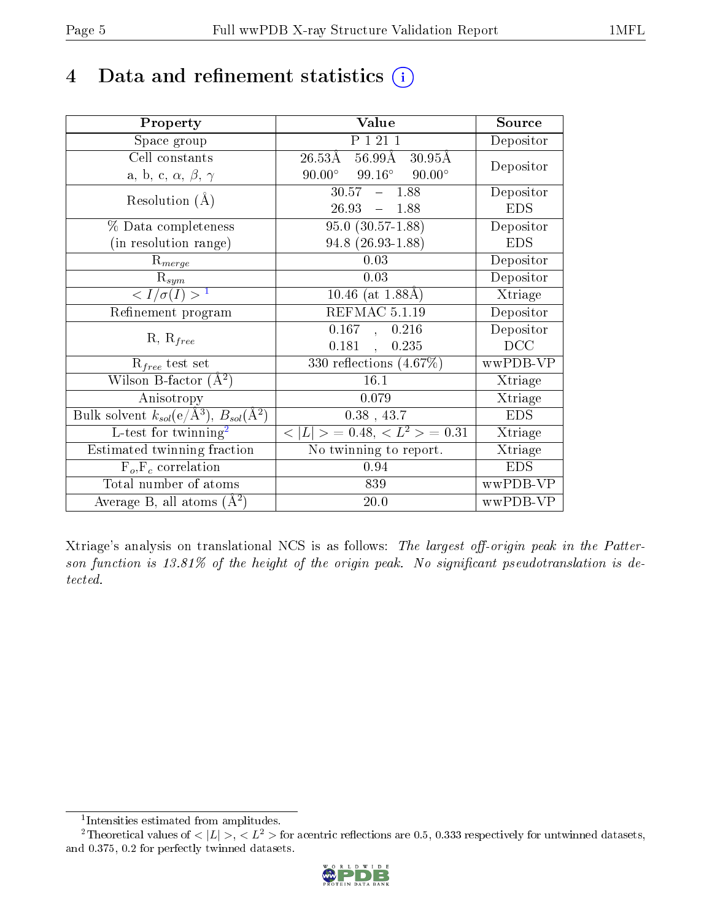# 4 Data and refinement statistics (i)

| Property | Value | Source |
|---|---|---|
| Space group | P 1 21 1 | Depositor |
| Cell constants<br>a, b, c, $\alpha$, $\beta$, $\gamma$ | 26.53Å 56.99Å 30.95Å<br>90.00° 99.16° 90.00° | Depositor |
| Resolution (Å) | 30.57 – 1.88<br>26.93 – 1.88 | Depositor<br>EDS |
| % Data completeness<br>(in resolution range) | 95.0 (30.57-1.88)<br>94.8 (26.93-1.88) | Depositor<br>EDS |
| $R_{merge}$ | 0.03 | Depositor |
| $R_{sym}$ | 0.03 | Depositor |
| $< I/\sigma(I) >$ [1] | 10.46 (at 1.88Å) | Xtriage |
| Refinement program | REFMAC 5.1.19 | Depositor |
| R, $R_{free}$ | 0.167 , 0.216<br>0.181 , 0.235 | Depositor<br>DCC |
| $R_{free}$ test set | 330 reflections (4.67%) | wwPDB-VP |
| Wilson B-factor (Å$^2$) | 16.1 | Xtriage |
| Anisotropy | 0.079 | Xtriage |
| Bulk solvent $k_{sol}$(e/Å$^3$), $B_{sol}$(Å$^2$) | 0.38 , 43.7 | EDS |
| L-test for twinning[2] | $< \|L\| >$ = 0.48, $< L^2 >$ = 0.31 | Xtriage |
| Estimated twinning fraction | No twinning to report. | Xtriage |
| $F_o$,$F_c$ correlation | 0.94 | EDS |
| Total number of atoms | 839 | wwPDB-VP |
| Average B, all atoms (Å$^2$) | 20.0 | wwPDB-VP |

Xtriage's analysis on translational NCS is as follows: *The largest off-origin peak in the Patterson function is 13.81% of the height of the origin peak. No significant pseudotranslation is detected.*

[1] Intensities estimated from amplitudes.

[2] Theoretical values of $< |L| >$, $< L^2 >$ for acentric reflections are 0.5, 0.333 respectively for untwinned datasets, and 0.375, 0.2 for perfectly twinned datasets.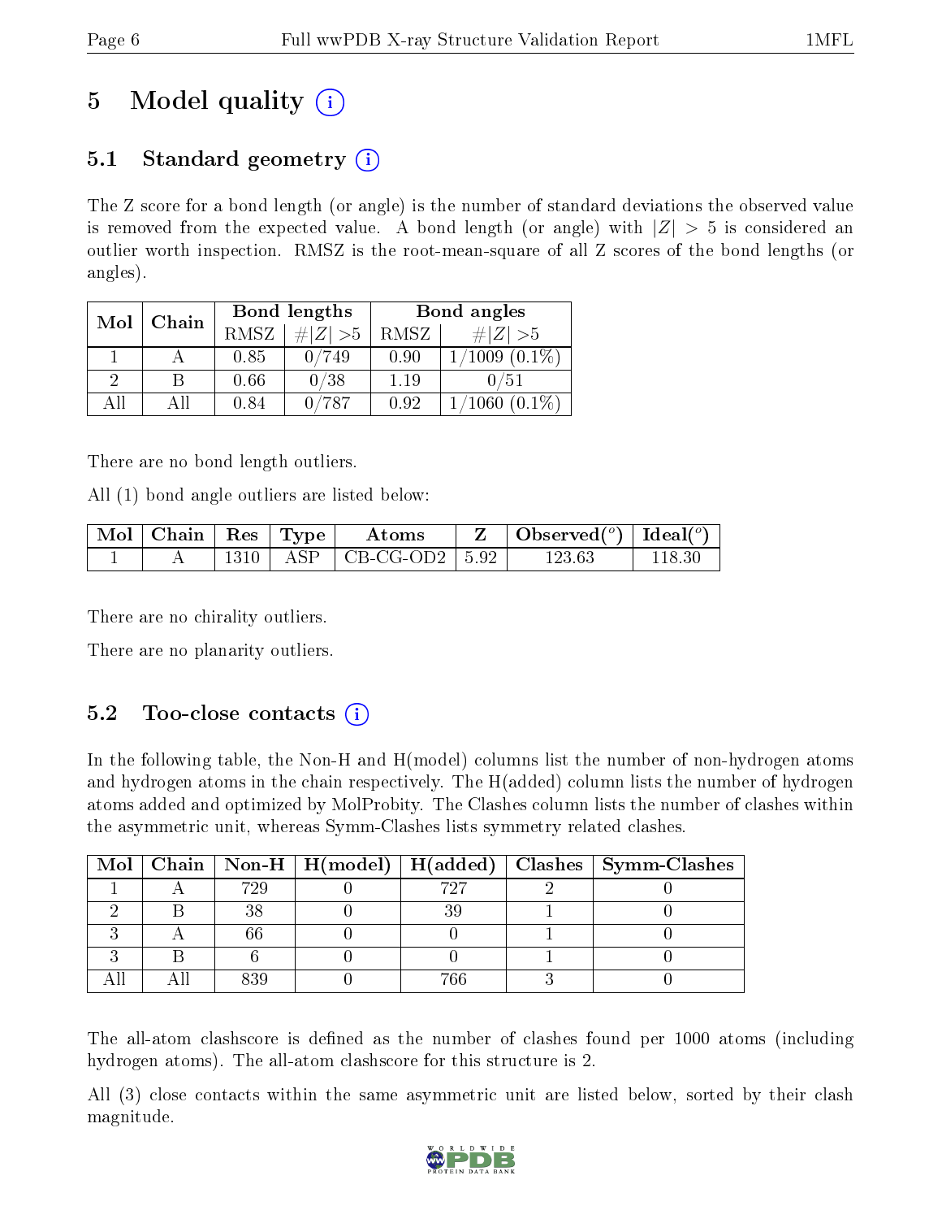# 5 Model quality (i)

## 5.1 Standard geometry (i)

The Z score for a bond length (or angle) is the number of standard deviations the observed value is removed from the expected value. A bond length (or angle) with $|Z| > 5$ is considered an outlier worth inspection. RMSZ is the root-mean-square of all Z scores of the bond lengths (or angles).

| Mol | Chain | Bond lengths | | Bond angles | |
|---|---|---|---|---|---|
| | | RMSZ | #\|Z\| >5 | RMSZ | #\|Z\| >5 |
| 1 | A | 0.85 | 0/749 | 0.90 | 1/1009 (0.1%) |
| 2 | B | 0.66 | 0/38 | 1.19 | 0/51 |
| All | All | 0.84 | 0/787 | 0.92 | 1/1060 (0.1%) |

There are no bond length outliers.

All (1) bond angle outliers are listed below:

| Mol | Chain | Res | Type | Atoms | Z | Observed(°) | Ideal(°) |
|---|---|---|---|---|---|---|---|
| 1 | A | 1310 | ASP | CB-CG-OD2 | 5.92 | 123.63 | 118.30 |

There are no chirality outliers.

There are no planarity outliers.

## 5.2 Too-close contacts (i)

In the following table, the Non-H and H(model) columns list the number of non-hydrogen atoms and hydrogen atoms in the chain respectively. The H(added) column lists the number of hydrogen atoms added and optimized by MolProbity. The Clashes column lists the number of clashes within the asymmetric unit, whereas Symm-Clashes lists symmetry related clashes.

| Mol | Chain | Non-H | H(model) | H(added) | Clashes | Symm-Clashes |
|---|---|---|---|---|---|---|
| 1 | A | 729 | 0 | 727 | 2 | 0 |
| 2 | B | 38 | 0 | 39 | 1 | 0 |
| 3 | A | 66 | 0 | 0 | 1 | 0 |
| 3 | B | 6 | 0 | 0 | 1 | 0 |
| All | All | 839 | 0 | 766 | 3 | 0 |

The all-atom clashscore is defined as the number of clashes found per 1000 atoms (including hydrogen atoms). The all-atom clashscore for this structure is 2.

All (3) close contacts within the same asymmetric unit are listed below, sorted by their clash magnitude.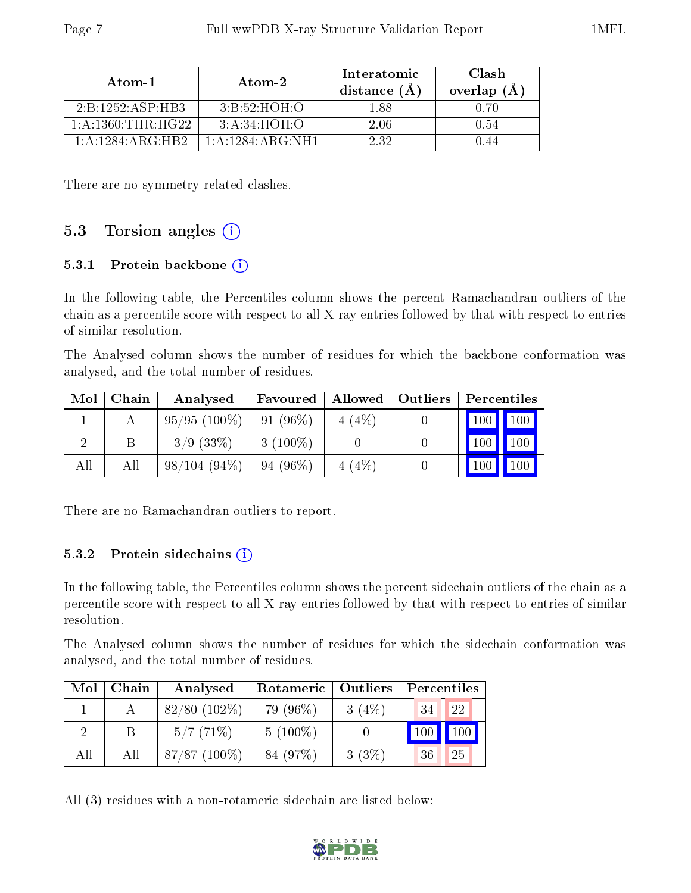| Atom-1 | Atom-2 | Interatomic distance (Å) | Clash overlap (Å) |
|---|---|---|---|
| 2:B:1252:ASP:HB3 | 3:B:52:HOH:O | 1.88 | 0.70 |
| 1:A:1360:THR:HG22 | 3:A:34:HOH:O | 2.06 | 0.54 |
| 1:A:1284:ARG:HB2 | 1:A:1284:ARG:NH1 | 2.32 | 0.44 |

There are no symmetry-related clashes.

## 5.3 Torsion angles (i)

### 5.3.1 Protein backbone (i)

In the following table, the Percentiles column shows the percent Ramachandran outliers of the chain as a percentile score with respect to all X-ray entries followed by that with respect to entries of similar resolution.

The Analysed column shows the number of residues for which the backbone conformation was analysed, and the total number of residues.

| Mol | Chain | Analysed | Favoured | Allowed | Outliers | Percentiles | |
|---|---|---|---|---|---|---|---|
| 1 | A | 95/95 (100%) | 91 (96%) | 4 (4%) | 0 | 100 | 100 |
| 2 | B | 3/9 (33%) | 3 (100%) | 0 | 0 | 100 | 100 |
| All | All | 98/104 (94%) | 94 (96%) | 4 (4%) | 0 | 100 | 100 |

There are no Ramachandran outliers to report.

### 5.3.2 Protein sidechains (i)

In the following table, the Percentiles column shows the percent sidechain outliers of the chain as a percentile score with respect to all X-ray entries followed by that with respect to entries of similar resolution.

The Analysed column shows the number of residues for which the sidechain conformation was analysed, and the total number of residues.

| Mol | Chain | Analysed | Rotameric | Outliers | Percentiles | |
|---|---|---|---|---|---|---|
| 1 | A | 82/80 (102%) | 79 (96%) | 3 (4%) | 34 | 22 |
| 2 | B | 5/7 (71%) | 5 (100%) | 0 | 100 | 100 |
| All | All | 87/87 (100%) | 84 (97%) | 3 (3%) | 36 | 25 |

All (3) residues with a non-rotameric sidechain are listed below: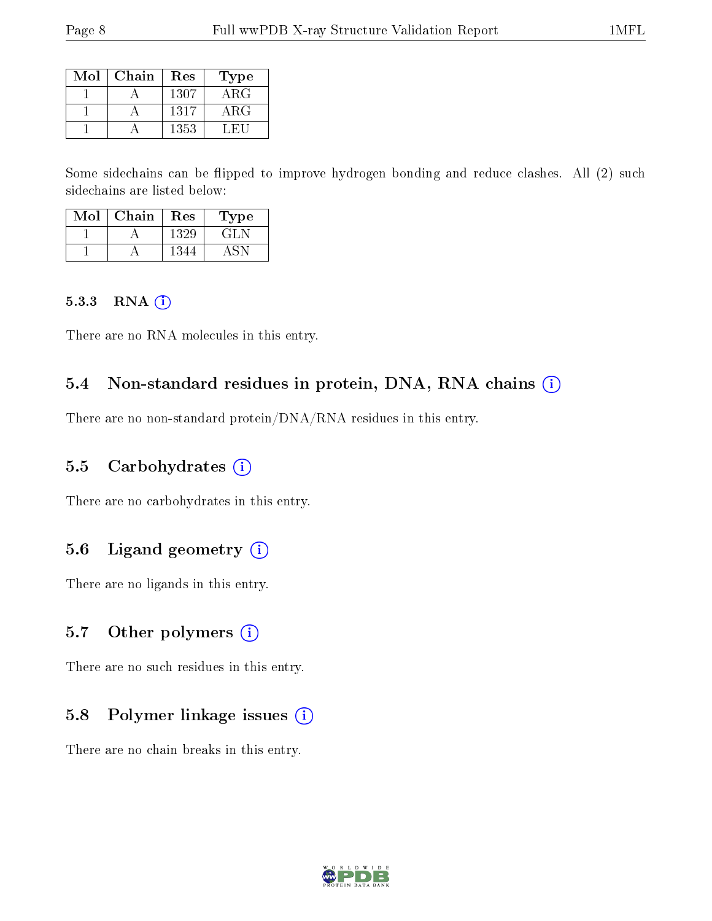| Mol | Chain | Res | Type |
|---|---|---|---|
| 1 | A | 1307 | ARG |
| 1 | A | 1317 | ARG |
| 1 | A | 1353 | LEU |

Some sidechains can be flipped to improve hydrogen bonding and reduce clashes. All (2) such sidechains are listed below:

| Mol | Chain | Res | Type |
|---|---|---|---|
| 1 | A | 1329 | GLN |
| 1 | A | 1344 | ASN |

### 5.3.3 RNA

There are no RNA molecules in this entry.

## 5.4 Non-standard residues in protein, DNA, RNA chains

There are no non-standard protein/DNA/RNA residues in this entry.

## 5.5 Carbohydrates

There are no carbohydrates in this entry.

## 5.6 Ligand geometry

There are no ligands in this entry.

## 5.7 Other polymers

There are no such residues in this entry.

## 5.8 Polymer linkage issues

There are no chain breaks in this entry.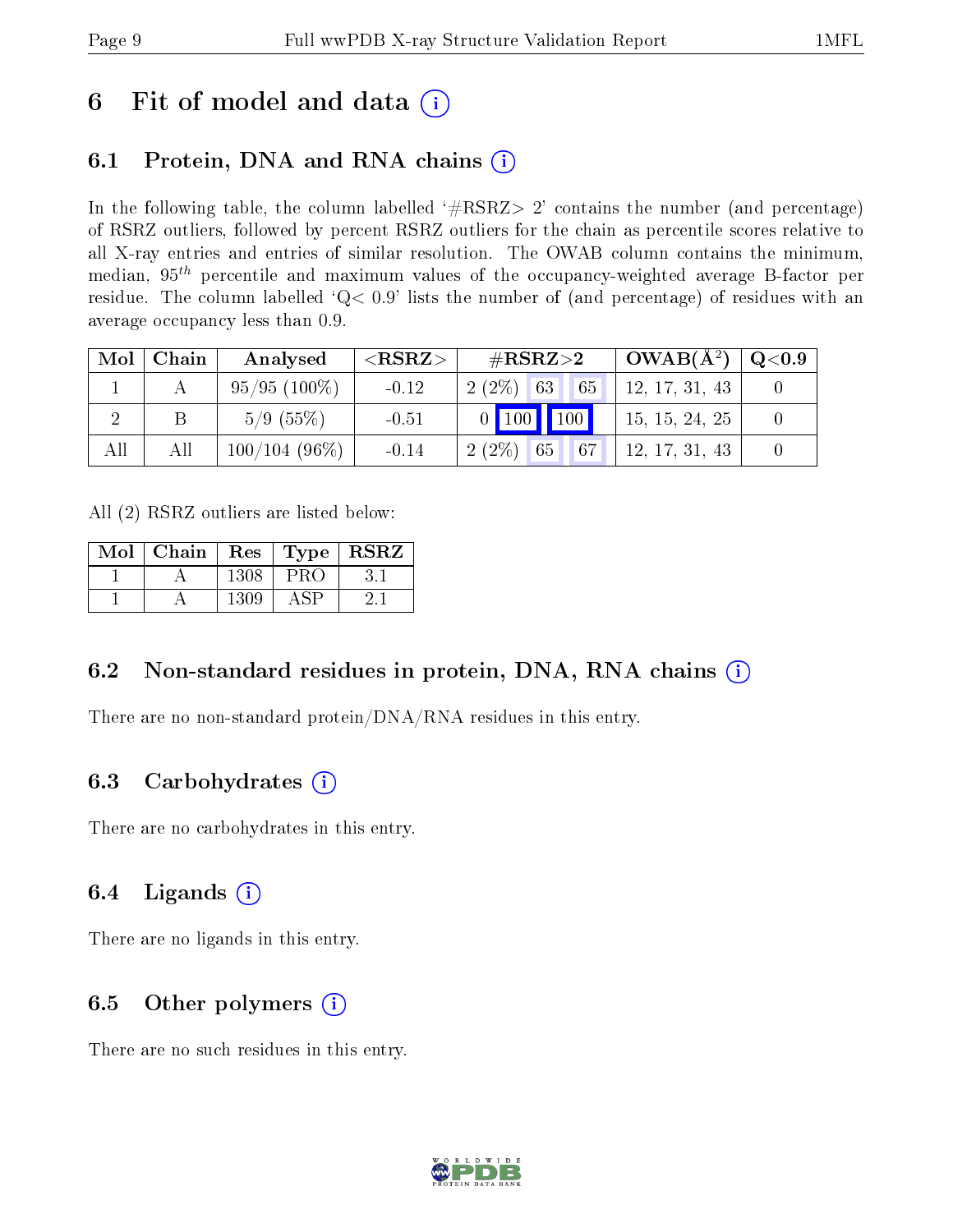# 6 Fit of model and data (i)

## 6.1 Protein, DNA and RNA chains (i)

In the following table, the column labelled '#RSRZ> 2' contains the number (and percentage) of RSRZ outliers, followed by percent RSRZ outliers for the chain as percentile scores relative to all X-ray entries and entries of similar resolution. The OWAB column contains the minimum, median, $95^{th}$ percentile and maximum values of the occupancy-weighted average B-factor per residue. The column labelled 'Q< 0.9' lists the number of (and percentage) of residues with an average occupancy less than 0.9.

| Mol | Chain | Analysed | <RSRZ> | #RSRZ>2 | | | OWAB(Å$^2$) | Q<0.9 |
|---|---|---|---|---|---|---|---|---|
| 1 | A | 95/95 (100%) | -0.12 | 2 (2%) | 63 | 65 | 12, 17, 31, 43 | 0 |
| 2 | B | 5/9 (55%) | -0.51 | 0 | 100 | 100 | 15, 15, 24, 25 | 0 |
| All | All | 100/104 (96%) | -0.14 | 2 (2%) | 65 | 67 | 12, 17, 31, 43 | 0 |

All (2) RSRZ outliers are listed below:

| Mol | Chain | Res | Type | RSRZ |
|---|---|---|---|---|
| 1 | A | 1308 | PRO | 3.1 |
| 1 | A | 1309 | ASP | 2.1 |

## 6.2 Non-standard residues in protein, DNA, RNA chains (i)

There are no non-standard protein/DNA/RNA residues in this entry.

## 6.3 Carbohydrates (i)

There are no carbohydrates in this entry.

## 6.4 Ligands (i)

There are no ligands in this entry.

## 6.5 Other polymers (i)

There are no such residues in this entry.